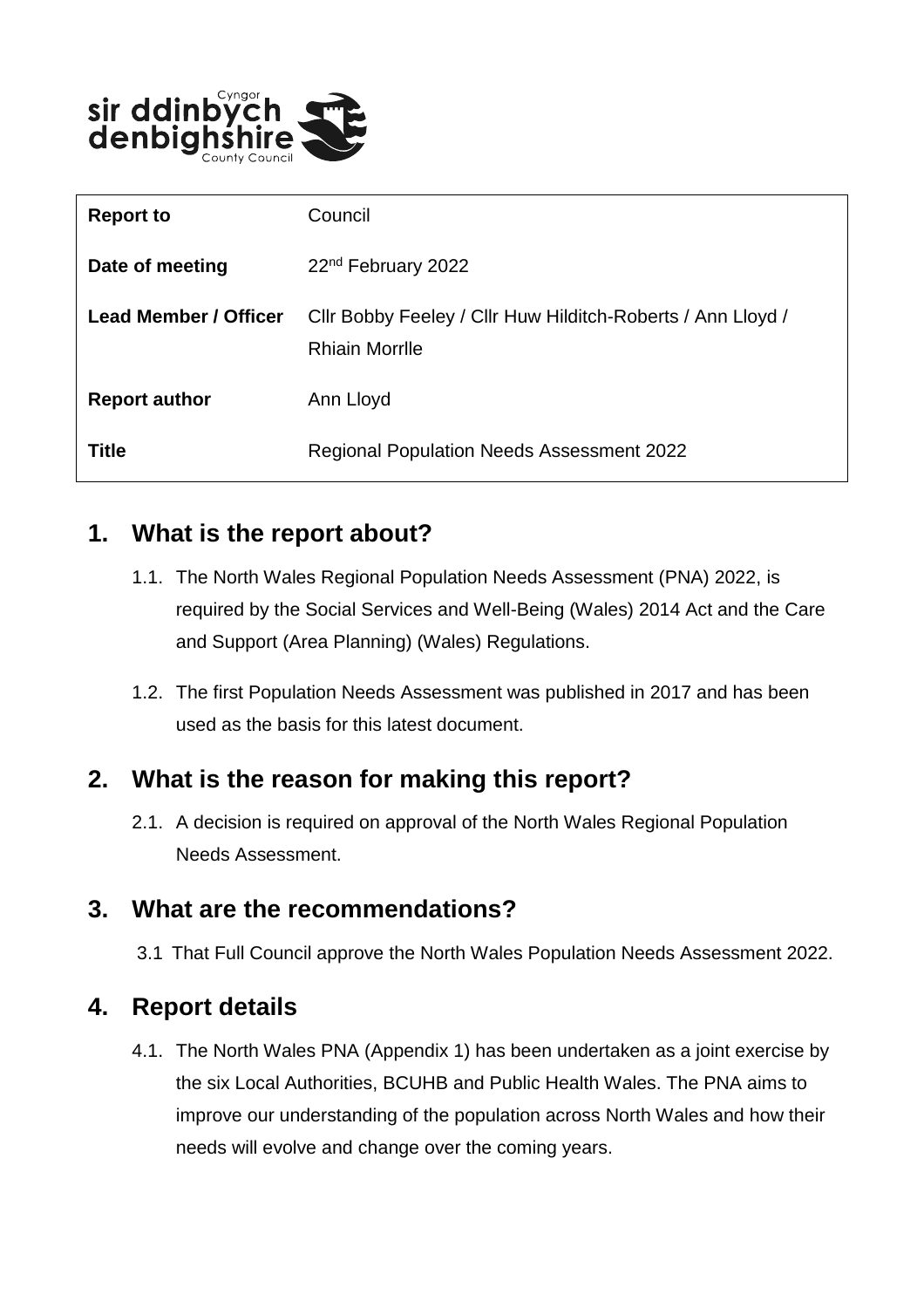| **Report to** | Council |
|---|---|
| **Date of meeting** | 22nd February 2022 |
| **Lead Member / Officer** | Cllr Bobby Feeley / Cllr Huw Hilditch-Roberts / Ann Lloyd / Rhiain Morrlle |
| **Report author** | Ann Lloyd |
| **Title** | Regional Population Needs Assessment 2022 |

## 1. What is the report about?

1.1. The North Wales Regional Population Needs Assessment (PNA) 2022, is required by the Social Services and Well-Being (Wales) 2014 Act and the Care and Support (Area Planning) (Wales) Regulations.

1.2. The first Population Needs Assessment was published in 2017 and has been used as the basis for this latest document.

## 2. What is the reason for making this report?

2.1. A decision is required on approval of the North Wales Regional Population Needs Assessment.

## 3. What are the recommendations?

3.1 That Full Council approve the North Wales Population Needs Assessment 2022.

## 4. Report details

4.1. The North Wales PNA (Appendix 1) has been undertaken as a joint exercise by the six Local Authorities, BCUHB and Public Health Wales. The PNA aims to improve our understanding of the population across North Wales and how their needs will evolve and change over the coming years.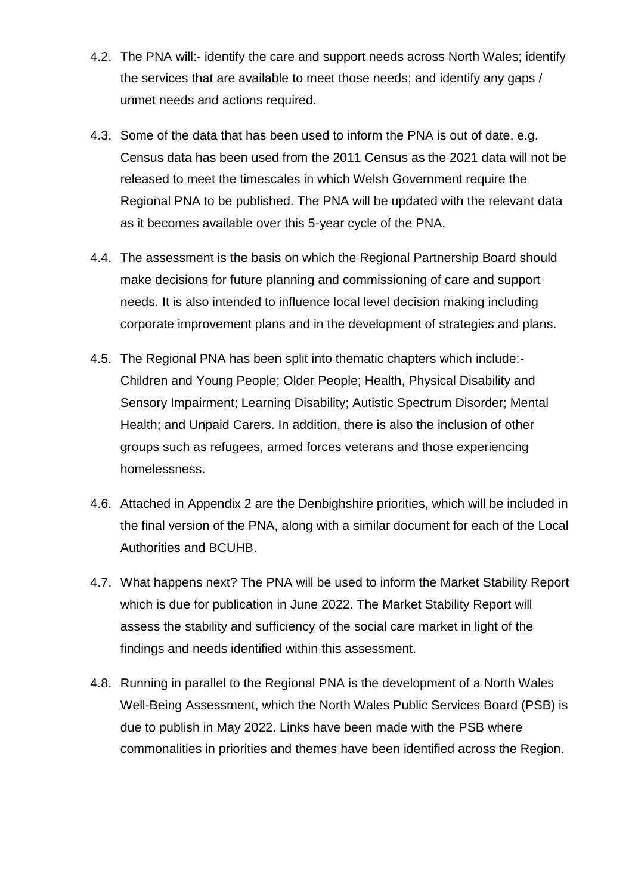4.2. The PNA will:- identify the care and support needs across North Wales; identify the services that are available to meet those needs; and identify any gaps / unmet needs and actions required.

4.3. Some of the data that has been used to inform the PNA is out of date, e.g. Census data has been used from the 2011 Census as the 2021 data will not be released to meet the timescales in which Welsh Government require the Regional PNA to be published. The PNA will be updated with the relevant data as it becomes available over this 5-year cycle of the PNA.

4.4. The assessment is the basis on which the Regional Partnership Board should make decisions for future planning and commissioning of care and support needs. It is also intended to influence local level decision making including corporate improvement plans and in the development of strategies and plans.

4.5. The Regional PNA has been split into thematic chapters which include:- Children and Young People; Older People; Health, Physical Disability and Sensory Impairment; Learning Disability; Autistic Spectrum Disorder; Mental Health; and Unpaid Carers. In addition, there is also the inclusion of other groups such as refugees, armed forces veterans and those experiencing homelessness.

4.6. Attached in Appendix 2 are the Denbighshire priorities, which will be included in the final version of the PNA, along with a similar document for each of the Local Authorities and BCUHB.

4.7. What happens next? The PNA will be used to inform the Market Stability Report which is due for publication in June 2022. The Market Stability Report will assess the stability and sufficiency of the social care market in light of the findings and needs identified within this assessment.

4.8. Running in parallel to the Regional PNA is the development of a North Wales Well-Being Assessment, which the North Wales Public Services Board (PSB) is due to publish in May 2022. Links have been made with the PSB where commonalities in priorities and themes have been identified across the Region.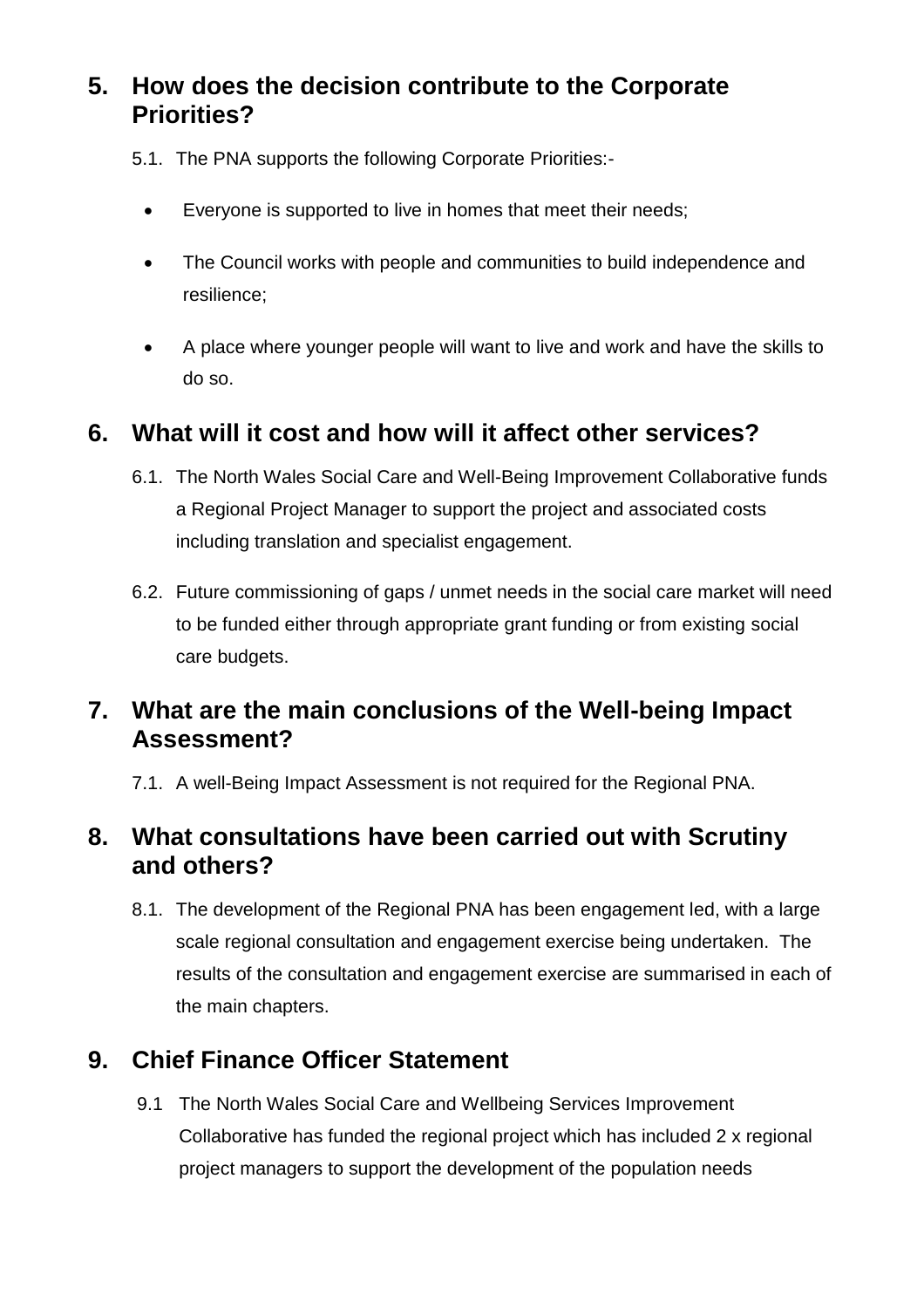## 5. How does the decision contribute to the Corporate Priorities?

5.1. The PNA supports the following Corporate Priorities:-

- Everyone is supported to live in homes that meet their needs;
- The Council works with people and communities to build independence and resilience;
- A place where younger people will want to live and work and have the skills to do so.

## 6. What will it cost and how will it affect other services?

6.1. The North Wales Social Care and Well-Being Improvement Collaborative funds a Regional Project Manager to support the project and associated costs including translation and specialist engagement.

6.2. Future commissioning of gaps / unmet needs in the social care market will need to be funded either through appropriate grant funding or from existing social care budgets.

## 7. What are the main conclusions of the Well-being Impact Assessment?

7.1. A well-Being Impact Assessment is not required for the Regional PNA.

## 8. What consultations have been carried out with Scrutiny and others?

8.1. The development of the Regional PNA has been engagement led, with a large scale regional consultation and engagement exercise being undertaken. The results of the consultation and engagement exercise are summarised in each of the main chapters.

## 9. Chief Finance Officer Statement

9.1 The North Wales Social Care and Wellbeing Services Improvement Collaborative has funded the regional project which has included 2 x regional project managers to support the development of the population needs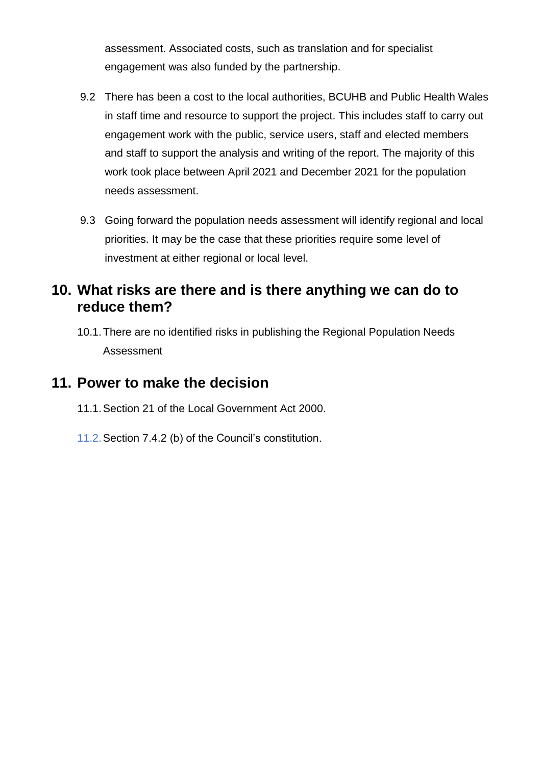assessment. Associated costs, such as translation and for specialist engagement was also funded by the partnership.

9.2 There has been a cost to the local authorities, BCUHB and Public Health Wales in staff time and resource to support the project. This includes staff to carry out engagement work with the public, service users, staff and elected members and staff to support the analysis and writing of the report. The majority of this work took place between April 2021 and December 2021 for the population needs assessment.

9.3 Going forward the population needs assessment will identify regional and local priorities. It may be the case that these priorities require some level of investment at either regional or local level.

## 10. What risks are there and is there anything we can do to reduce them?

10.1. There are no identified risks in publishing the Regional Population Needs Assessment

## 11. Power to make the decision

11.1. Section 21 of the Local Government Act 2000.

11.2. Section 7.4.2 (b) of the Council's constitution.